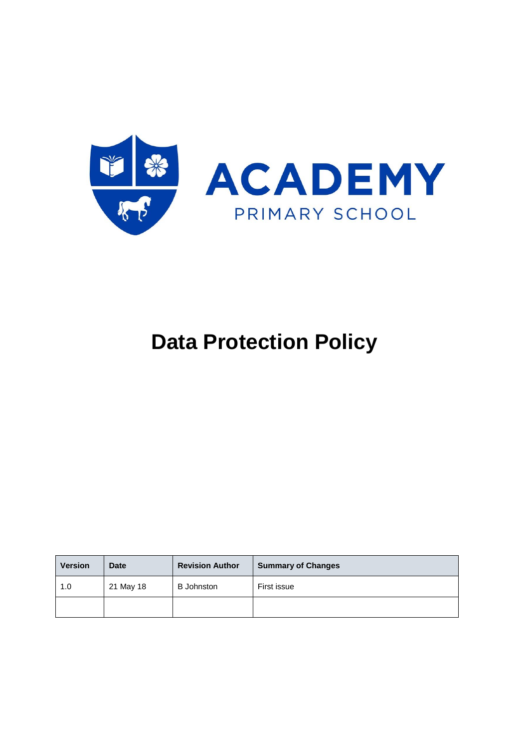ACADEMY

PRIMARY SCHOOL

# Data Protection Policy

| Version | Date | Revision Author | Summary of Changes |
| --- | --- | --- | --- |
| 1.0 | 21 May 18 | B Johnston | First issue |
| | | | |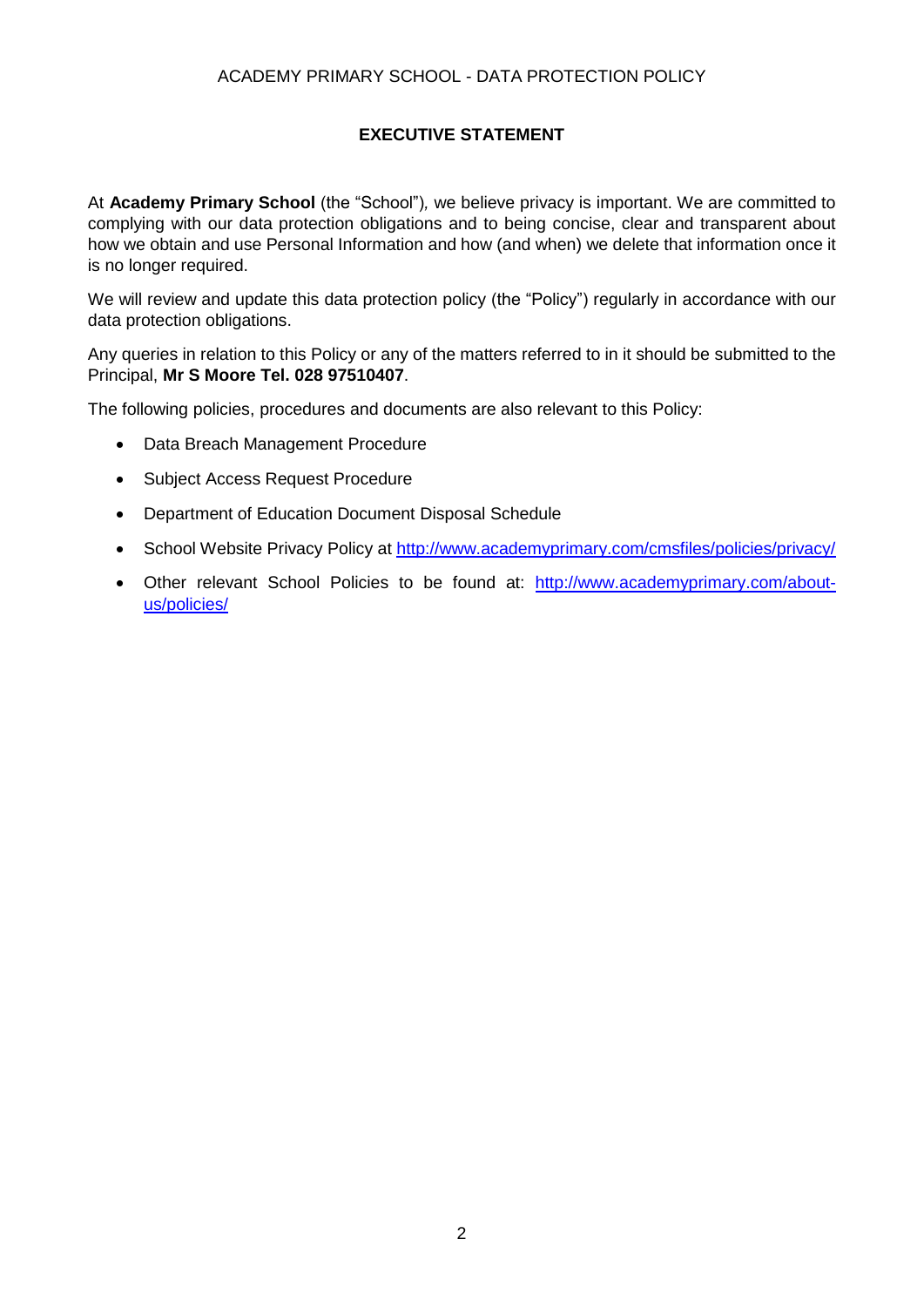## EXECUTIVE STATEMENT

At **Academy Primary School** (the "School"), we believe privacy is important. We are committed to complying with our data protection obligations and to being concise, clear and transparent about how we obtain and use Personal Information and how (and when) we delete that information once it is no longer required.

We will review and update this data protection policy (the "Policy") regularly in accordance with our data protection obligations.

Any queries in relation to this Policy or any of the matters referred to in it should be submitted to the Principal, **Mr S Moore Tel. 028 97510407**.

The following policies, procedures and documents are also relevant to this Policy:

- Data Breach Management Procedure
- Subject Access Request Procedure
- Department of Education Document Disposal Schedule
- School Website Privacy Policy at [http://www.academyprimary.com/cmsfiles/policies/privacy/](http://www.academyprimary.com/cmsfiles/policies/privacy/)
- Other relevant School Policies to be found at: [http://www.academyprimary.com/about-us/policies/](http://www.academyprimary.com/about-us/policies/)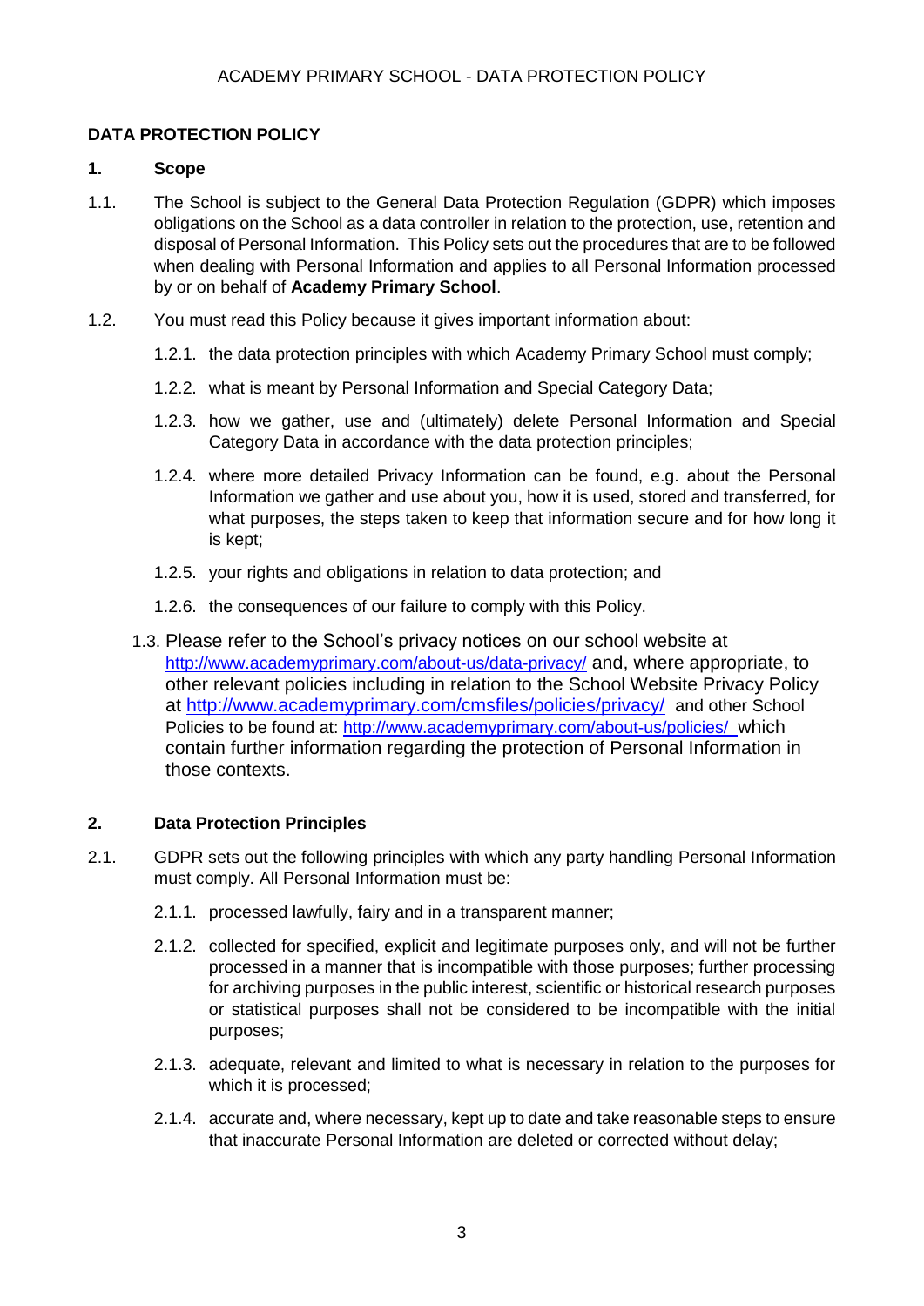# DATA PROTECTION POLICY

## 1. Scope

1.1. The School is subject to the General Data Protection Regulation (GDPR) which imposes obligations on the School as a data controller in relation to the protection, use, retention and disposal of Personal Information. This Policy sets out the procedures that are to be followed when dealing with Personal Information and applies to all Personal Information processed by or on behalf of **Academy Primary School**.

1.2. You must read this Policy because it gives important information about:

1.2.1. the data protection principles with which Academy Primary School must comply;

1.2.2. what is meant by Personal Information and Special Category Data;

1.2.3. how we gather, use and (ultimately) delete Personal Information and Special Category Data in accordance with the data protection principles;

1.2.4. where more detailed Privacy Information can be found, e.g. about the Personal Information we gather and use about you, how it is used, stored and transferred, for what purposes, the steps taken to keep that information secure and for how long it is kept;

1.2.5. your rights and obligations in relation to data protection; and

1.2.6. the consequences of our failure to comply with this Policy.

1.3. Please refer to the School's privacy notices on our school website at http://www.academyprimary.com/about-us/data-privacy/ and, where appropriate, to other relevant policies including in relation to the School Website Privacy Policy at http://www.academyprimary.com/cmsfiles/policies/privacy/ and other School Policies to be found at: http://www.academyprimary.com/about-us/policies/ which contain further information regarding the protection of Personal Information in those contexts.

## 2. Data Protection Principles

2.1. GDPR sets out the following principles with which any party handling Personal Information must comply. All Personal Information must be:

2.1.1. processed lawfully, fairly and in a transparent manner;

2.1.2. collected for specified, explicit and legitimate purposes only, and will not be further processed in a manner that is incompatible with those purposes; further processing for archiving purposes in the public interest, scientific or historical research purposes or statistical purposes shall not be considered to be incompatible with the initial purposes;

2.1.3. adequate, relevant and limited to what is necessary in relation to the purposes for which it is processed;

2.1.4. accurate and, where necessary, kept up to date and take reasonable steps to ensure that inaccurate Personal Information are deleted or corrected without delay;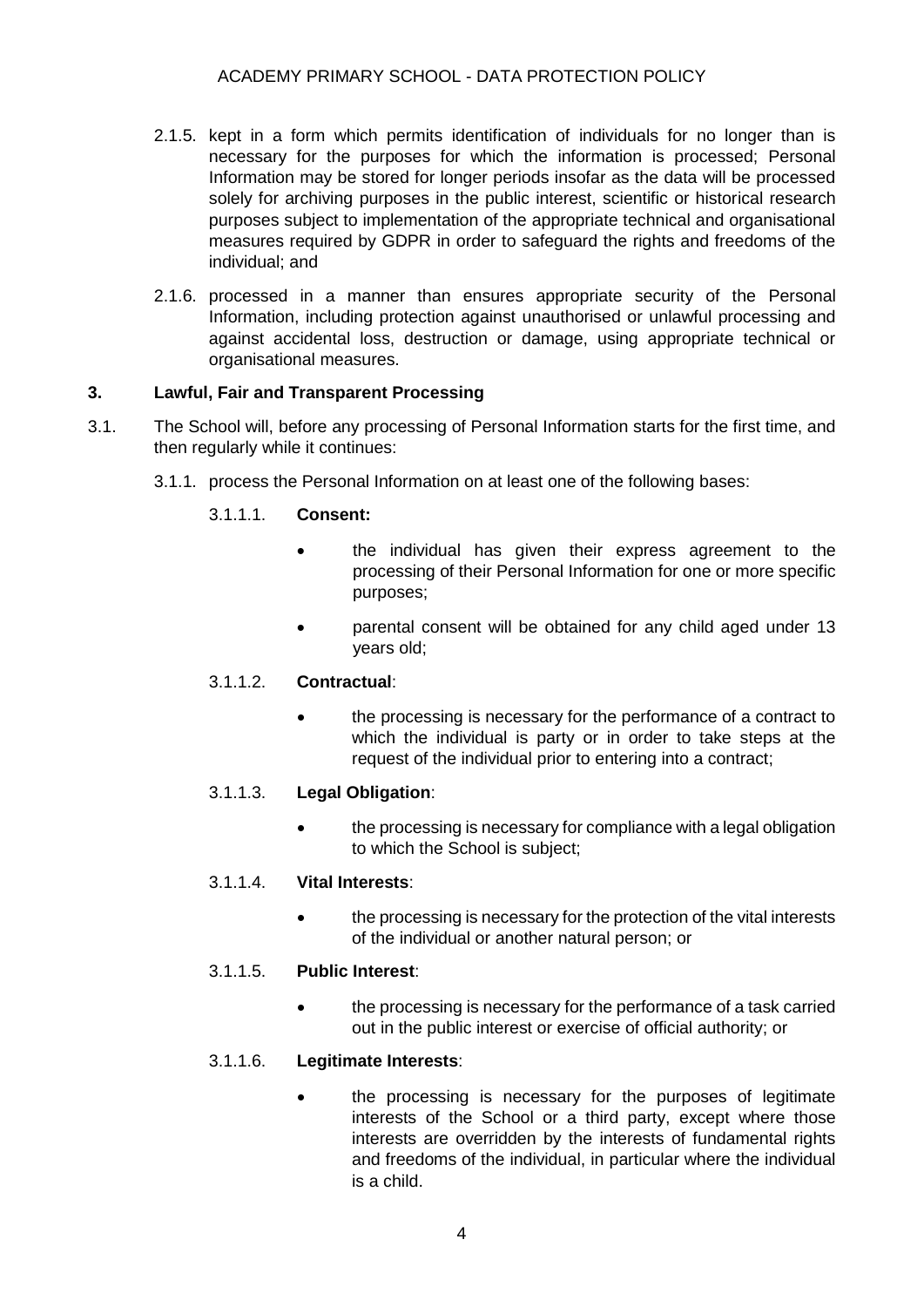2.1.5. kept in a form which permits identification of individuals for no longer than is necessary for the purposes for which the information is processed; Personal Information may be stored for longer periods insofar as the data will be processed solely for archiving purposes in the public interest, scientific or historical research purposes subject to implementation of the appropriate technical and organisational measures required by GDPR in order to safeguard the rights and freedoms of the individual; and

2.1.6. processed in a manner than ensures appropriate security of the Personal Information, including protection against unauthorised or unlawful processing and against accidental loss, destruction or damage, using appropriate technical or organisational measures.

## 3. Lawful, Fair and Transparent Processing

3.1. The School will, before any processing of Personal Information starts for the first time, and then regularly while it continues:

3.1.1. process the Personal Information on at least one of the following bases:

3.1.1.1. **Consent:**

- the individual has given their express agreement to the processing of their Personal Information for one or more specific purposes;
- parental consent will be obtained for any child aged under 13 years old;

3.1.1.2. **Contractual**:

- the processing is necessary for the performance of a contract to which the individual is party or in order to take steps at the request of the individual prior to entering into a contract;

3.1.1.3. **Legal Obligation**:

- the processing is necessary for compliance with a legal obligation to which the School is subject;

3.1.1.4. **Vital Interests**:

- the processing is necessary for the protection of the vital interests of the individual or another natural person; or

3.1.1.5. **Public Interest**:

- the processing is necessary for the performance of a task carried out in the public interest or exercise of official authority; or

3.1.1.6. **Legitimate Interests**:

- the processing is necessary for the purposes of legitimate interests of the School or a third party, except where those interests are overridden by the interests of fundamental rights and freedoms of the individual, in particular where the individual is a child.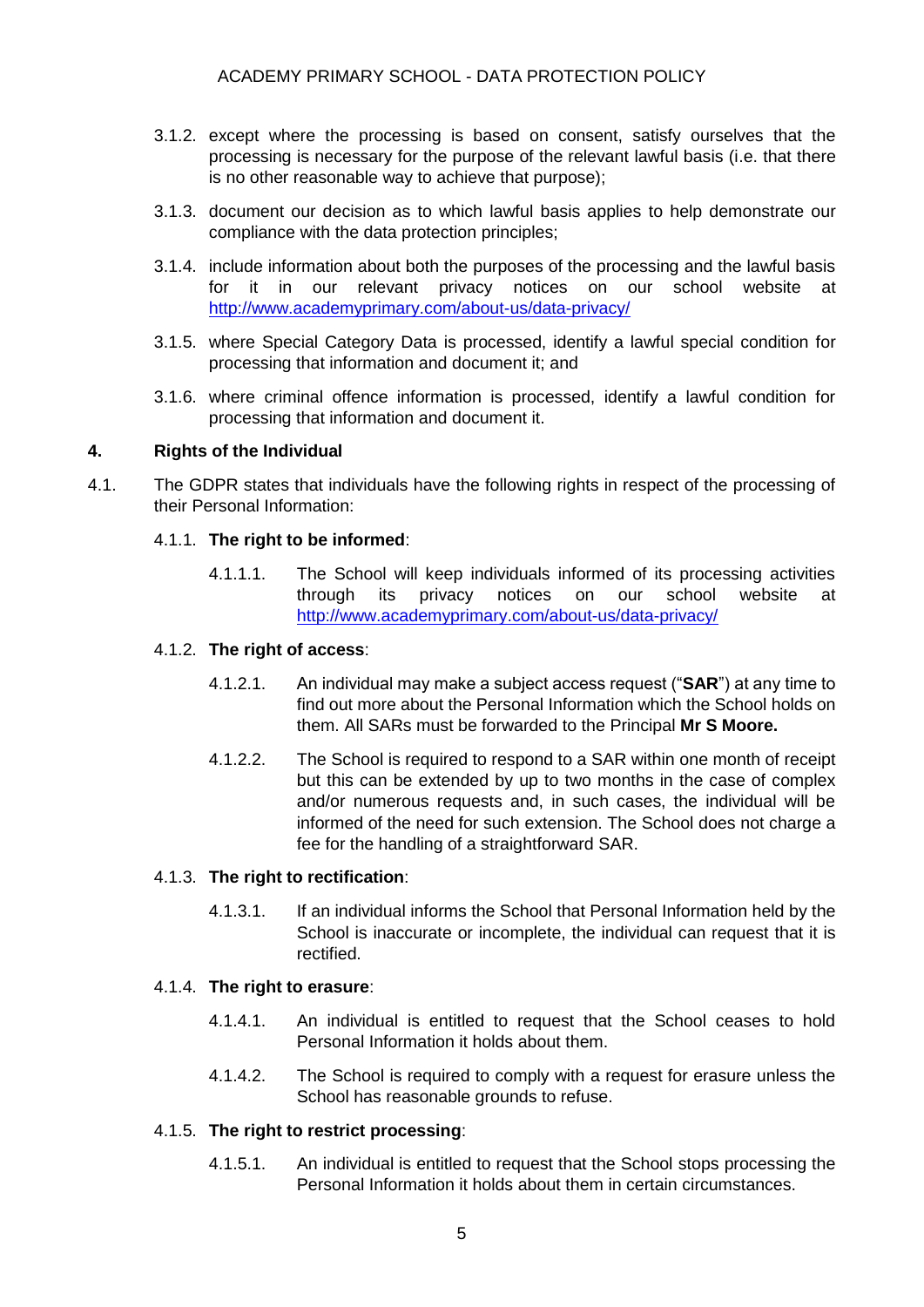3.1.2. except where the processing is based on consent, satisfy ourselves that the processing is necessary for the purpose of the relevant lawful basis (i.e. that there is no other reasonable way to achieve that purpose);

3.1.3. document our decision as to which lawful basis applies to help demonstrate our compliance with the data protection principles;

3.1.4. include information about both the purposes of the processing and the lawful basis for it in our relevant privacy notices on our school website at http://www.academyprimary.com/about-us/data-privacy/

3.1.5. where Special Category Data is processed, identify a lawful special condition for processing that information and document it; and

3.1.6. where criminal offence information is processed, identify a lawful condition for processing that information and document it.

## 4. Rights of the Individual

4.1. The GDPR states that individuals have the following rights in respect of the processing of their Personal Information:

4.1.1. **The right to be informed**:

4.1.1.1. The School will keep individuals informed of its processing activities through its privacy notices on our school website at http://www.academyprimary.com/about-us/data-privacy/

4.1.2. **The right of access**:

4.1.2.1. An individual may make a subject access request ("**SAR**") at any time to find out more about the Personal Information which the School holds on them. All SARs must be forwarded to the Principal **Mr S Moore.**

4.1.2.2. The School is required to respond to a SAR within one month of receipt but this can be extended by up to two months in the case of complex and/or numerous requests and, in such cases, the individual will be informed of the need for such extension. The School does not charge a fee for the handling of a straightforward SAR.

4.1.3. **The right to rectification**:

4.1.3.1. If an individual informs the School that Personal Information held by the School is inaccurate or incomplete, the individual can request that it is rectified.

4.1.4. **The right to erasure**:

4.1.4.1. An individual is entitled to request that the School ceases to hold Personal Information it holds about them.

4.1.4.2. The School is required to comply with a request for erasure unless the School has reasonable grounds to refuse.

4.1.5. **The right to restrict processing**:

4.1.5.1. An individual is entitled to request that the School stops processing the Personal Information it holds about them in certain circumstances.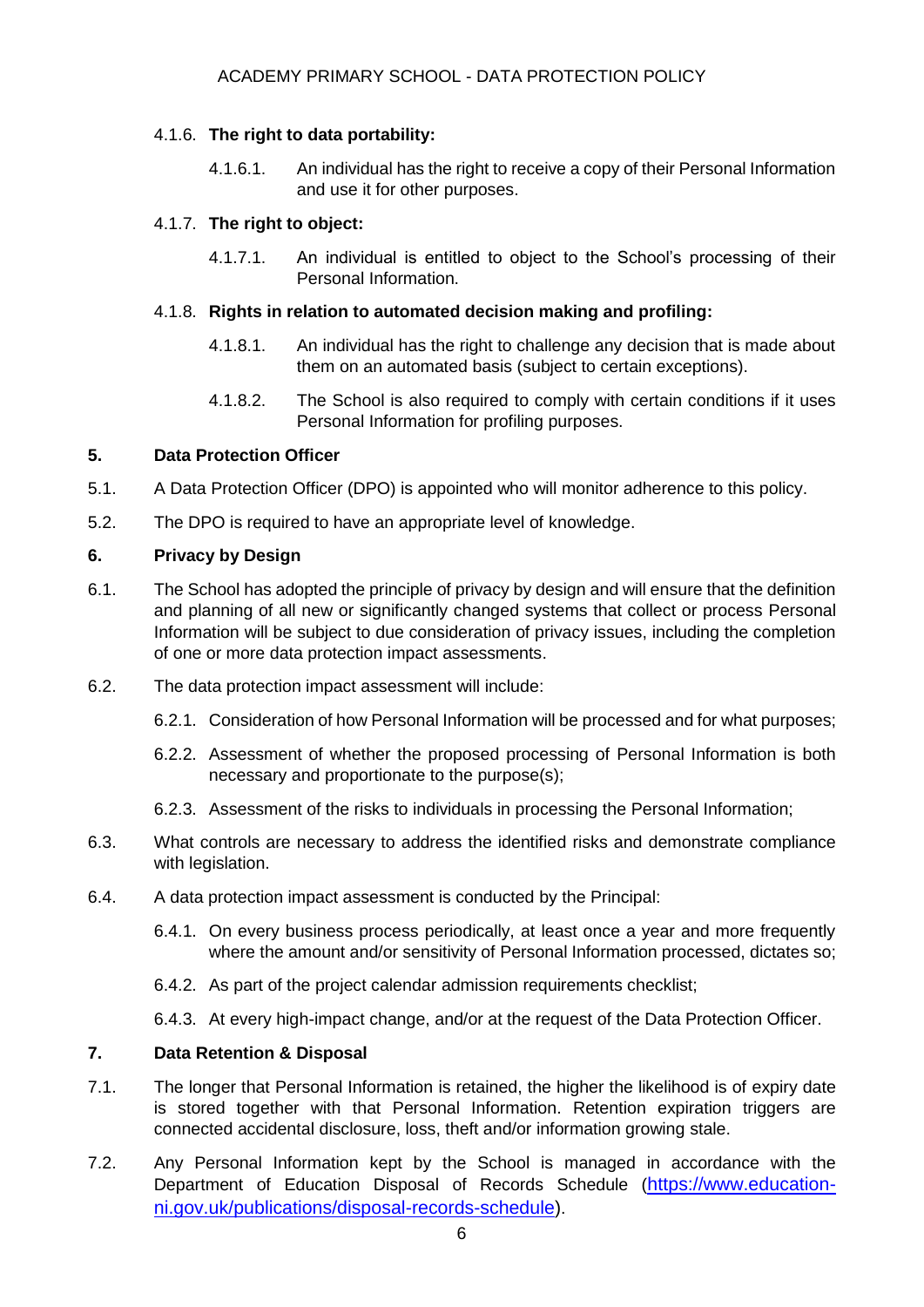4.1.6. **The right to data portability:**

4.1.6.1. An individual has the right to receive a copy of their Personal Information and use it for other purposes.

4.1.7. **The right to object:**

4.1.7.1. An individual is entitled to object to the School's processing of their Personal Information.

4.1.8. **Rights in relation to automated decision making and profiling:**

4.1.8.1. An individual has the right to challenge any decision that is made about them on an automated basis (subject to certain exceptions).

4.1.8.2. The School is also required to comply with certain conditions if it uses Personal Information for profiling purposes.

## 5. Data Protection Officer

5.1. A Data Protection Officer (DPO) is appointed who will monitor adherence to this policy.

5.2. The DPO is required to have an appropriate level of knowledge.

## 6. Privacy by Design

6.1. The School has adopted the principle of privacy by design and will ensure that the definition and planning of all new or significantly changed systems that collect or process Personal Information will be subject to due consideration of privacy issues, including the completion of one or more data protection impact assessments.

6.2. The data protection impact assessment will include:

6.2.1. Consideration of how Personal Information will be processed and for what purposes;

6.2.2. Assessment of whether the proposed processing of Personal Information is both necessary and proportionate to the purpose(s);

6.2.3. Assessment of the risks to individuals in processing the Personal Information;

6.3. What controls are necessary to address the identified risks and demonstrate compliance with legislation.

6.4. A data protection impact assessment is conducted by the Principal:

6.4.1. On every business process periodically, at least once a year and more frequently where the amount and/or sensitivity of Personal Information processed, dictates so;

6.4.2. As part of the project calendar admission requirements checklist;

6.4.3. At every high-impact change, and/or at the request of the Data Protection Officer.

## 7. Data Retention & Disposal

7.1. The longer that Personal Information is retained, the higher the likelihood is of expiry date is stored together with that Personal Information. Retention expiration triggers are connected accidental disclosure, loss, theft and/or information growing stale.

7.2. Any Personal Information kept by the School is managed in accordance with the Department of Education Disposal of Records Schedule (https://www.education-ni.gov.uk/publications/disposal-records-schedule).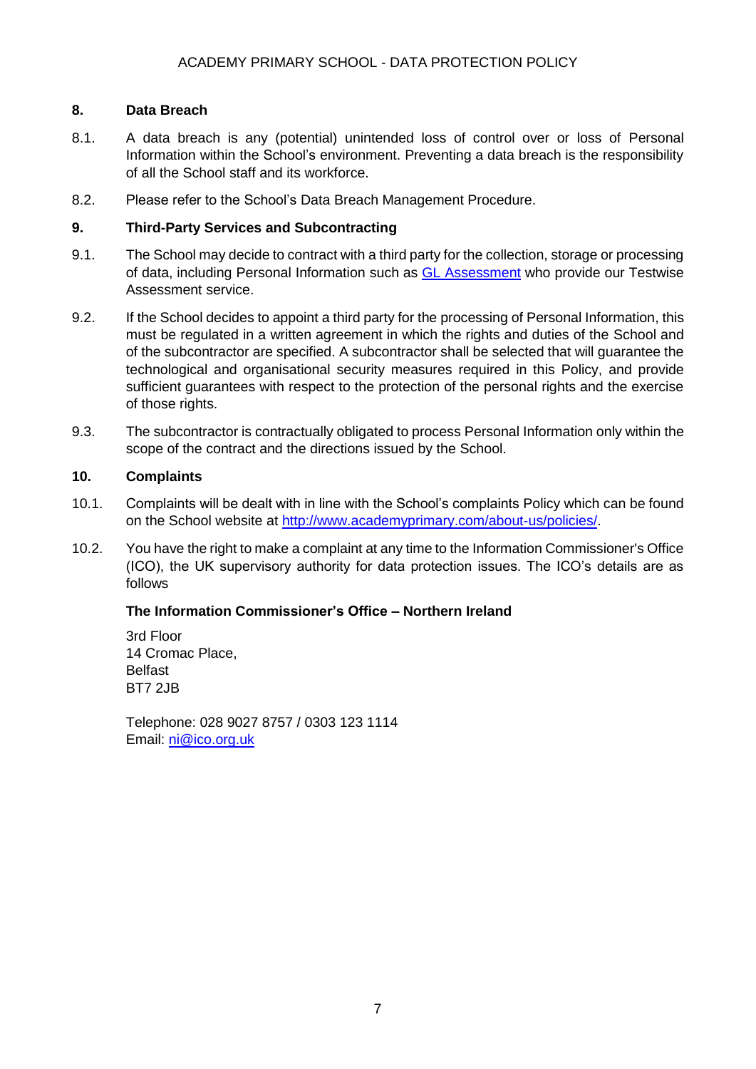## 8. Data Breach

8.1. A data breach is any (potential) unintended loss of control over or loss of Personal Information within the School's environment. Preventing a data breach is the responsibility of all the School staff and its workforce.

8.2. Please refer to the School's Data Breach Management Procedure.

## 9. Third-Party Services and Subcontracting

9.1. The School may decide to contract with a third party for the collection, storage or processing of data, including Personal Information such as [GL Assessment]() who provide our Testwise Assessment service.

9.2. If the School decides to appoint a third party for the processing of Personal Information, this must be regulated in a written agreement in which the rights and duties of the School and of the subcontractor are specified. A subcontractor shall be selected that will guarantee the technological and organisational security measures required in this Policy, and provide sufficient guarantees with respect to the protection of the personal rights and the exercise of those rights.

9.3. The subcontractor is contractually obligated to process Personal Information only within the scope of the contract and the directions issued by the School.

## 10. Complaints

10.1. Complaints will be dealt with in line with the School's complaints Policy which can be found on the School website at [http://www.academyprimary.com/about-us/policies/](http://www.academyprimary.com/about-us/policies/).

10.2. You have the right to make a complaint at any time to the Information Commissioner's Office (ICO), the UK supervisory authority for data protection issues. The ICO's details are as follows

**The Information Commissioner's Office – Northern Ireland**

3rd Floor
14 Cromac Place,
Belfast
BT7 2JB

Telephone: 028 9027 8757 / 0303 123 1114
Email: [ni@ico.org.uk](mailto:ni@ico.org.uk)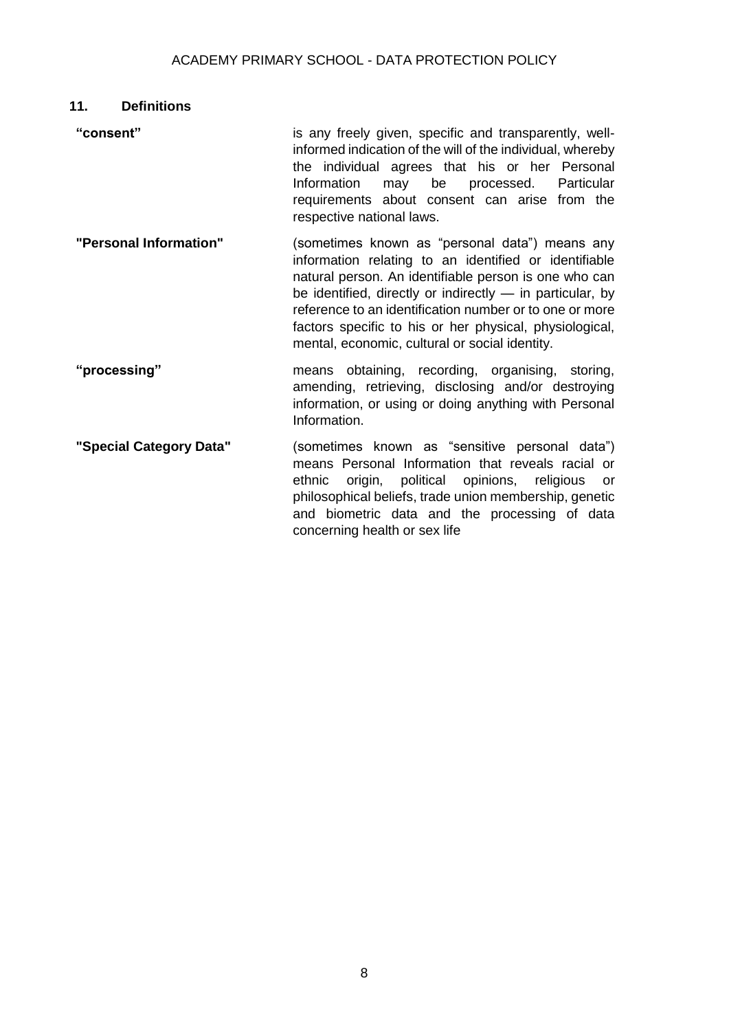## 11. Definitions

| | |
|---|---|
| **“consent”** | is any freely given, specific and transparently, well-informed indication of the will of the individual, whereby the individual agrees that his or her Personal Information may be processed. Particular requirements about consent can arise from the respective national laws. |
| **"Personal Information"** | (sometimes known as “personal data”) means any information relating to an identified or identifiable natural person. An identifiable person is one who can be identified, directly or indirectly — in particular, by reference to an identification number or to one or more factors specific to his or her physical, physiological, mental, economic, cultural or social identity. |
| **“processing”** | means obtaining, recording, organising, storing, amending, retrieving, disclosing and/or destroying information, or using or doing anything with Personal Information. |
| **"Special Category Data"** | (sometimes known as “sensitive personal data”) means Personal Information that reveals racial or ethnic origin, political opinions, religious or philosophical beliefs, trade union membership, genetic and biometric data and the processing of data concerning health or sex life |